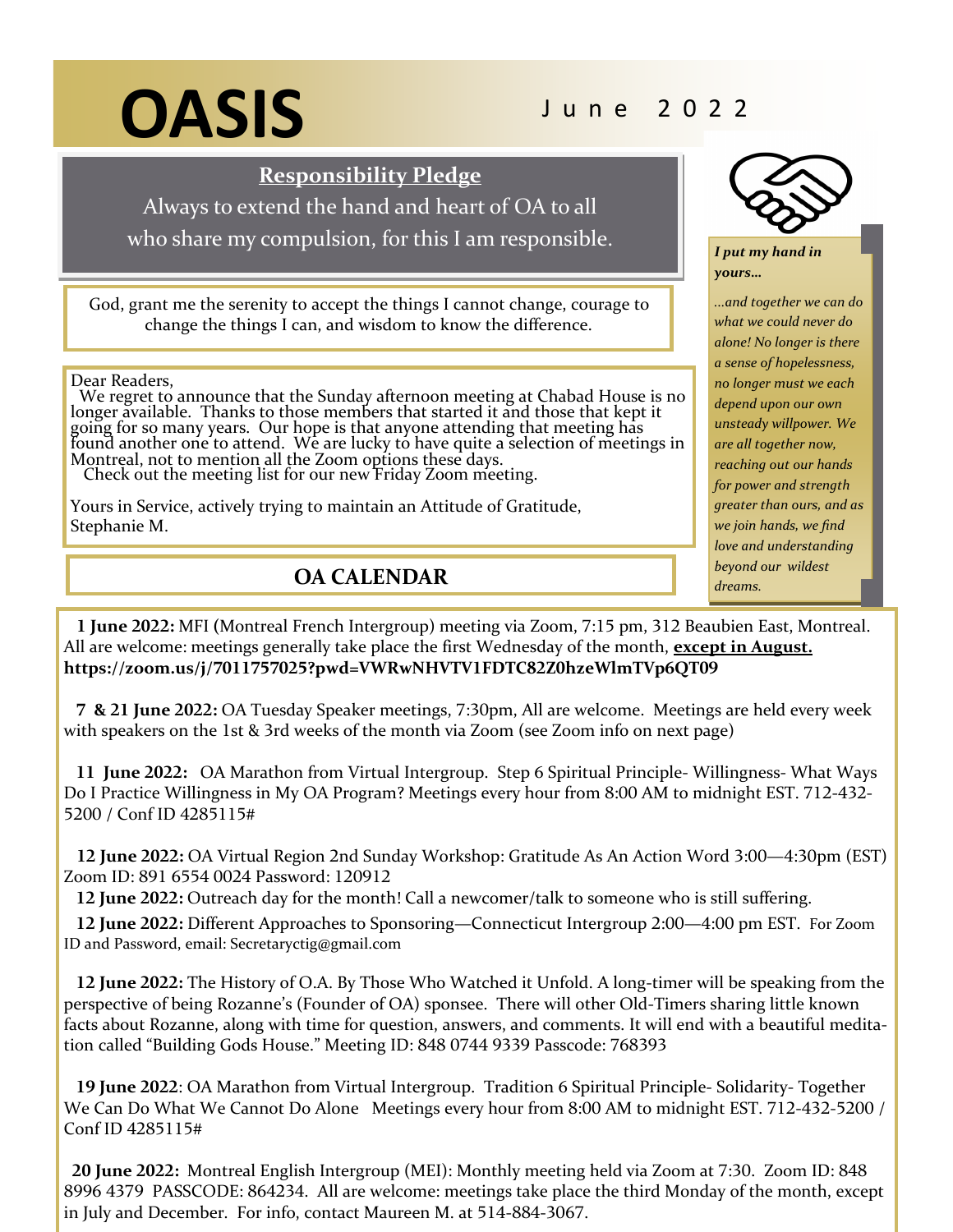# OASIS

June 2022

## Responsibility Pledge

Always to extend the hand and heart of OA to all who share my compulsion, for this I am responsible.

God, grant me the serenity to accept the things I cannot change, courage to change the things I can, and wisdom to know the difference.

Dear Readers,

We regret to announce that the Sunday afternoon meeting at Chabad House is no longer available. Thanks to those members that started it and those that kept it going for so many years. Our hope is that anyone attending that meeting has found another one to attend. We are lucky to have quite a selection of meetings in Montreal, not to mention all the Zoom options these days.

Check out the meeting list for our new Friday Zoom meeting.

Yours in Service, actively trying to maintain an Attitude of Gratitude,
Stephanie M.

***I put my hand in yours…***

*…and together we can do what we could never do alone! No longer is there a sense of hopelessness, no longer must we each depend upon our own unsteady willpower. We are all together now, reaching out our hands for power and strength greater than ours, and as we join hands, we find love and understanding beyond our wildest dreams.*

## OA CALENDAR

**1 June 2022:** MFI (Montreal French Intergroup) meeting via Zoom, 7:15 pm, 312 Beaubien East, Montreal. All are welcome: meetings generally take place the first Wednesday of the month, **except in August.**
**https://zoom.us/j/7011757025?pwd=VWRwNHVTV1FDTC82Z0hzeWlmTVp6QT09**

**7 & 21 June 2022:** OA Tuesday Speaker meetings, 7:30pm, All are welcome. Meetings are held every week with speakers on the 1st & 3rd weeks of the month via Zoom (see Zoom info on next page)

**11 June 2022:** OA Marathon from Virtual Intergroup. Step 6 Spiritual Principle- Willingness- What Ways Do I Practice Willingness in My OA Program? Meetings every hour from 8:00 AM to midnight EST. 712-432-5200 / Conf ID 4285115#

**12 June 2022:** OA Virtual Region 2nd Sunday Workshop: Gratitude As An Action Word 3:00—4:30pm (EST) Zoom ID: 891 6554 0024 Password: 120912

**12 June 2022:** Outreach day for the month! Call a newcomer/talk to someone who is still suffering.

**12 June 2022:** Different Approaches to Sponsoring—Connecticut Intergroup 2:00—4:00 pm EST. For Zoom ID and Password, email: Secretaryctig@gmail.com

**12 June 2022:** The History of O.A. By Those Who Watched it Unfold. A long-timer will be speaking from the perspective of being Rozanne's (Founder of OA) sponsee. There will other Old-Timers sharing little known facts about Rozanne, along with time for question, answers, and comments. It will end with a beautiful meditation called "Building Gods House." Meeting ID: 848 0744 9339 Passcode: 768393

**19 June 2022**: OA Marathon from Virtual Intergroup. Tradition 6 Spiritual Principle- Solidarity- Together We Can Do What We Cannot Do Alone Meetings every hour from 8:00 AM to midnight EST. 712-432-5200 / Conf ID 4285115#

**20 June 2022:** Montreal English Intergroup (MEI): Monthly meeting held via Zoom at 7:30. Zoom ID: 848 8996 4379 PASSCODE: 864234. All are welcome: meetings take place the third Monday of the month, except in July and December. For info, contact Maureen M. at 514-884-3067.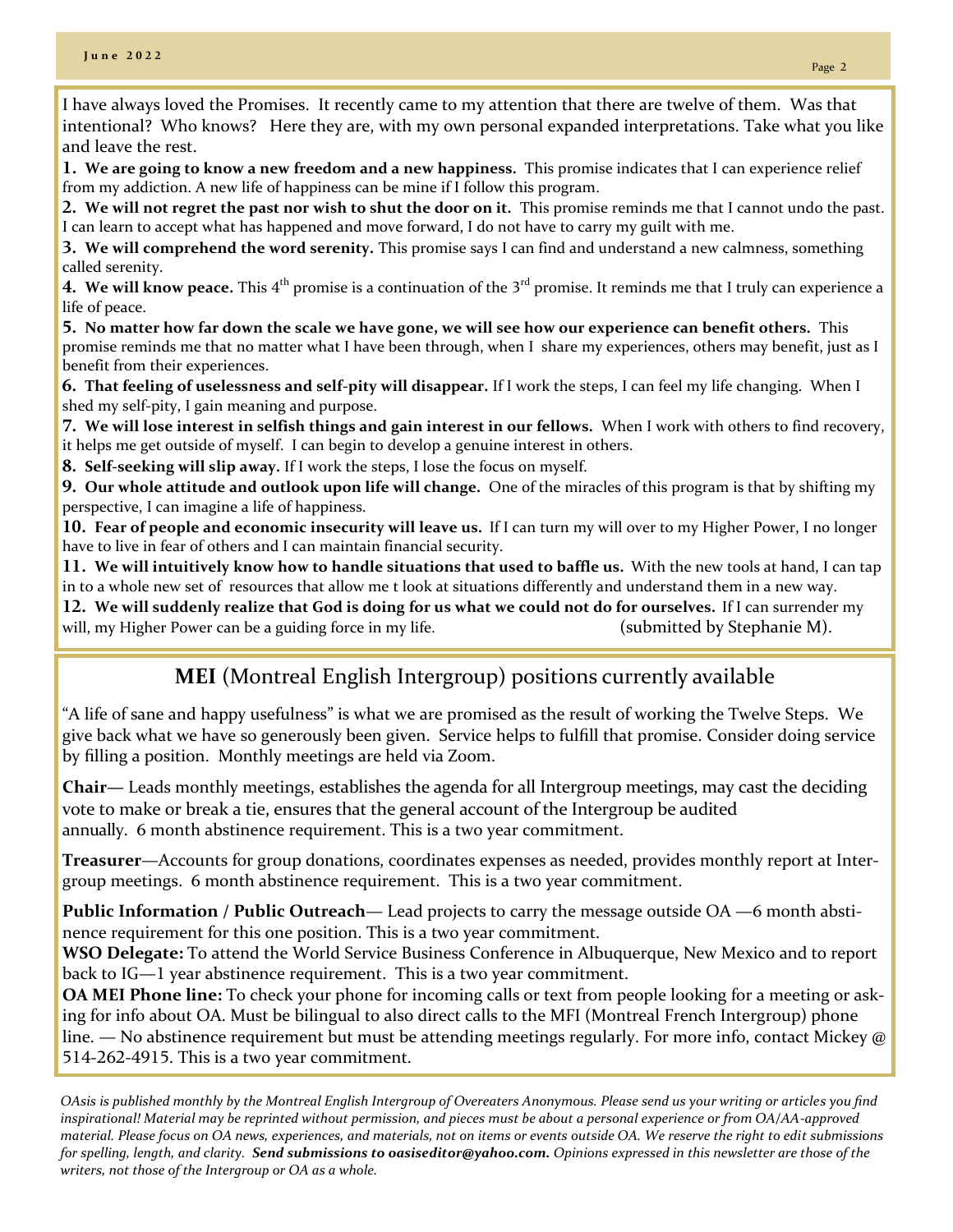I have always loved the Promises. It recently came to my attention that there are twelve of them. Was that intentional? Who knows? Here they are, with my own personal expanded interpretations. Take what you like and leave the rest.

**1. We are going to know a new freedom and a new happiness.** This promise indicates that I can experience relief from my addiction. A new life of happiness can be mine if I follow this program.

**2. We will not regret the past nor wish to shut the door on it.** This promise reminds me that I cannot undo the past. I can learn to accept what has happened and move forward, I do not have to carry my guilt with me.

**3. We will comprehend the word serenity.** This promise says I can find and understand a new calmness, something called serenity.

**4. We will know peace.** This 4th promise is a continuation of the 3rd promise. It reminds me that I truly can experience a life of peace.

**5. No matter how far down the scale we have gone, we will see how our experience can benefit others.** This promise reminds me that no matter what I have been through, when I share my experiences, others may benefit, just as I benefit from their experiences.

**6. That feeling of uselessness and self-pity will disappear.** If I work the steps, I can feel my life changing. When I shed my self-pity, I gain meaning and purpose.

**7. We will lose interest in selfish things and gain interest in our fellows.** When I work with others to find recovery, it helps me get outside of myself. I can begin to develop a genuine interest in others.

**8. Self-seeking will slip away.** If I work the steps, I lose the focus on myself.

**9. Our whole attitude and outlook upon life will change.** One of the miracles of this program is that by shifting my perspective, I can imagine a life of happiness.

**10. Fear of people and economic insecurity will leave us.** If I can turn my will over to my Higher Power, I no longer have to live in fear of others and I can maintain financial security.

**11. We will intuitively know how to handle situations that used to baffle us.** With the new tools at hand, I can tap in to a whole new set of resources that allow me t look at situations differently and understand them in a new way.

**12. We will suddenly realize that God is doing for us what we could not do for ourselves.** If I can surrender my will, my Higher Power can be a guiding force in my life. (submitted by Stephanie M).

## **MEI** (Montreal English Intergroup) positions currently available

"A life of sane and happy usefulness" is what we are promised as the result of working the Twelve Steps. We give back what we have so generously been given. Service helps to fulfill that promise. Consider doing service by filling a position. Monthly meetings are held via Zoom.

**Chair**— Leads monthly meetings, establishes the agenda for all Intergroup meetings, may cast the deciding vote to make or break a tie, ensures that the general account of the Intergroup be audited annually. 6 month abstinence requirement. This is a two year commitment.

**Treasurer**—Accounts for group donations, coordinates expenses as needed, provides monthly report at Intergroup meetings. 6 month abstinence requirement. This is a two year commitment.

**Public Information / Public Outreach**— Lead projects to carry the message outside OA —6 month abstinence requirement for this one position. This is a two year commitment.

**WSO Delegate:** To attend the World Service Business Conference in Albuquerque, New Mexico and to report back to IG—1 year abstinence requirement. This is a two year commitment.

**OA MEI Phone line:** To check your phone for incoming calls or text from people looking for a meeting or asking for info about OA. Must be bilingual to also direct calls to the MFI (Montreal French Intergroup) phone line. — No abstinence requirement but must be attending meetings regularly. For more info, contact Mickey @ 514-262-4915. This is a two year commitment.

*OAsis is published monthly by the Montreal English Intergroup of Overeaters Anonymous. Please send us your writing or articles you find inspirational! Material may be reprinted without permission, and pieces must be about a personal experience or from OA/AA-approved material. Please focus on OA news, experiences, and materials, not on items or events outside OA. We reserve the right to edit submissions for spelling, length, and clarity.* ***Send submissions to oasiseditor@yahoo.com.*** *Opinions expressed in this newsletter are those of the writers, not those of the Intergroup or OA as a whole.*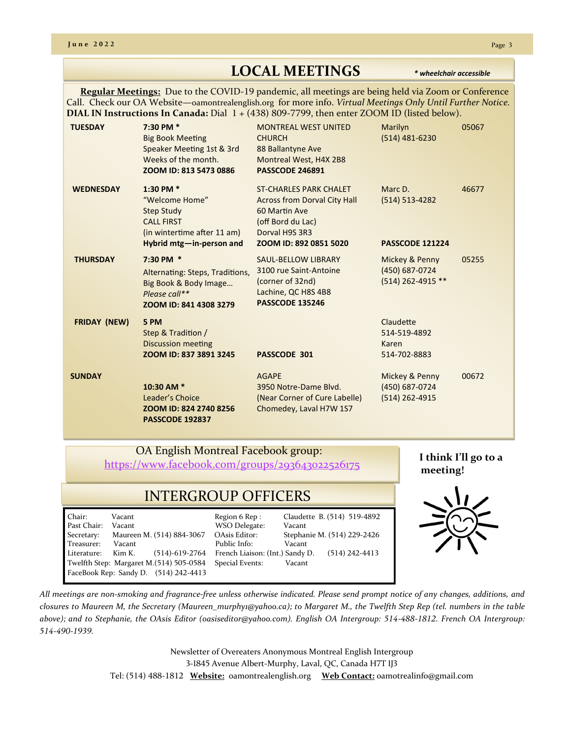# LOCAL MEETINGS

*\* wheelchair accessible*

**Regular Meetings:** Due to the COVID-19 pandemic, all meetings are being held via Zoom or Conference Call. Check our OA Website—oamontrealenglish.org for more info. *Virtual Meetings Only Until Further Notice.* **DIAL IN Instructions In Canada:** Dial 1 + (438) 809-7799, then enter ZOOM ID (listed below).

| | | | | |
|---|---|---|---|---|
| **TUESDAY** | **7:30 PM \***<br>Big Book Meeting<br>Speaker Meeting 1st & 3rd Weeks of the month.<br>**ZOOM ID: 813 5473 0886** | MONTREAL WEST UNITED CHURCH<br>88 Ballantyne Ave<br>Montreal West, H4X 2B8<br>**PASSCODE 246891** | Marilyn<br>(514) 481-6230 | 05067 |
| **WEDNESDAY** | **1:30 PM \***<br>"Welcome Home"<br>Step Study<br>CALL FIRST<br>(in wintertime after 11 am)<br>**Hybrid mtg—in-person and** | ST-CHARLES PARK CHALET<br>Across from Dorval City Hall<br>60 Martin Ave<br>(off Bord du Lac)<br>Dorval H9S 3R3<br>**ZOOM ID: 892 0851 5020** | Marc D.<br>(514) 513-4282<br><br>**PASSCODE 121224** | 46677 |
| **THURSDAY** | **7:30 PM \***<br>Alternating: Steps, Traditions, Big Book & Body Image…<br>*Please call\*\**<br>**ZOOM ID: 841 4308 3279** | SAUL-BELLOW LIBRARY<br>3100 rue Saint-Antoine<br>(corner of 32nd)<br>Lachine, QC H8S 4B8<br>**PASSCODE 135246** | Mickey & Penny<br>(450) 687-0724<br>(514) 262-4915 \*\* | 05255 |
| **FRIDAY (NEW)** | **5 PM**<br>Step & Tradition /<br>Discussion meeting<br>**ZOOM ID: 837 3891 3245** | **PASSCODE 301** | Claudette<br>514-519-4892<br>Karen<br>514-702-8883 | |
| **SUNDAY** | **10:30 AM \***<br>Leader's Choice<br>**ZOOM ID: 824 2740 8256**<br>**PASSCODE 192837** | AGAPE<br>3950 Notre-Dame Blvd.<br>(Near Corner of Cure Labelle)<br>Chomedey, Laval H7W 1S7 | Mickey & Penny<br>(450) 687-0724<br>(514) 262-4915 | 00672 |

OA English Montreal Facebook group:
https://www.facebook.com/groups/293643022526175

**I think I'll go to a meeting!**

## INTERGROUP OFFICERS

| | | | |
|---|---|---|---|
| Chair: | Vacant | Region 6 Rep : | Claudette B. (514) 519-4892 |
| Past Chair: | Vacant | WSO Delegate: | Vacant |
| Secretary: | Maureen M. (514) 884-3067 | OAsis Editor: | Stephanie M. (514) 229-2426 |
| Treasurer: | Vacant | Public Info: | Vacant |
| Literature: | Kim K. (514)-619-2764 | French Liaison: (Int.) | Sandy D. (514) 242-4413 |
| Twelfth Step: | Margaret M.(514) 505-0584 | Special Events: | Vacant |
| FaceBook Rep: | Sandy D. (514) 242-4413 | | |

*All meetings are non-smoking and fragrance-free unless otherwise indicated. Please send prompt notice of any changes, additions, and closures to Maureen M, the Secretary (Maureen_murphy1@yahoo.ca); to Margaret M., the Twelfth Step Rep (tel. numbers in the table above); and to Stephanie, the OAsis Editor (oasiseditor@yahoo.com). English OA Intergroup: 514-488-1812. French OA Intergroup: 514-490-1939.*

Newsletter of Overeaters Anonymous Montreal English Intergroup
3-1845 Avenue Albert-Murphy, Laval, QC, Canada H7T IJ3
Tel: (514) 488-1812 **Website:** oamontrealenglish.org **Web Contact:** oamotrealinfo@gmail.com